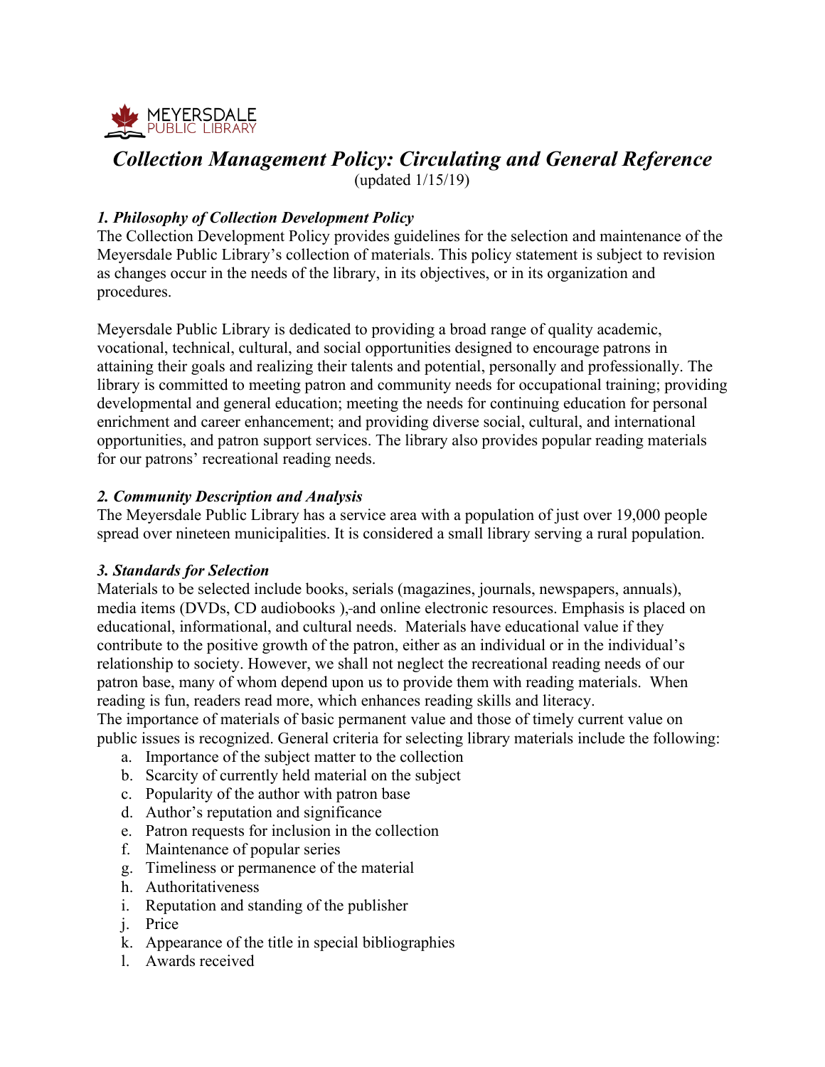MEYERSDALE
PUBLIC LIBRARY

# *Collection Management Policy: Circulating and General Reference*

(updated 1/15/19)

### *1. Philosophy of Collection Development Policy*

The Collection Development Policy provides guidelines for the selection and maintenance of the Meyersdale Public Library's collection of materials. This policy statement is subject to revision as changes occur in the needs of the library, in its objectives, or in its organization and procedures.

Meyersdale Public Library is dedicated to providing a broad range of quality academic, vocational, technical, cultural, and social opportunities designed to encourage patrons in attaining their goals and realizing their talents and potential, personally and professionally. The library is committed to meeting patron and community needs for occupational training; providing developmental and general education; meeting the needs for continuing education for personal enrichment and career enhancement; and providing diverse social, cultural, and international opportunities, and patron support services. The library also provides popular reading materials for our patrons' recreational reading needs.

### *2. Community Description and Analysis*

The Meyersdale Public Library has a service area with a population of just over 19,000 people spread over nineteen municipalities. It is considered a small library serving a rural population.

### *3. Standards for Selection*

Materials to be selected include books, serials (magazines, journals, newspapers, annuals), media items (DVDs, CD audiobooks ), and online electronic resources. Emphasis is placed on educational, informational, and cultural needs. Materials have educational value if they contribute to the positive growth of the patron, either as an individual or in the individual's relationship to society. However, we shall not neglect the recreational reading needs of our patron base, many of whom depend upon us to provide them with reading materials. When reading is fun, readers read more, which enhances reading skills and literacy.

The importance of materials of basic permanent value and those of timely current value on public issues is recognized. General criteria for selecting library materials include the following:

a. Importance of the subject matter to the collection
b. Scarcity of currently held material on the subject
c. Popularity of the author with patron base
d. Author's reputation and significance
e. Patron requests for inclusion in the collection
f. Maintenance of popular series
g. Timeliness or permanence of the material
h. Authoritativeness
i. Reputation and standing of the publisher
j. Price
k. Appearance of the title in special bibliographies
l. Awards received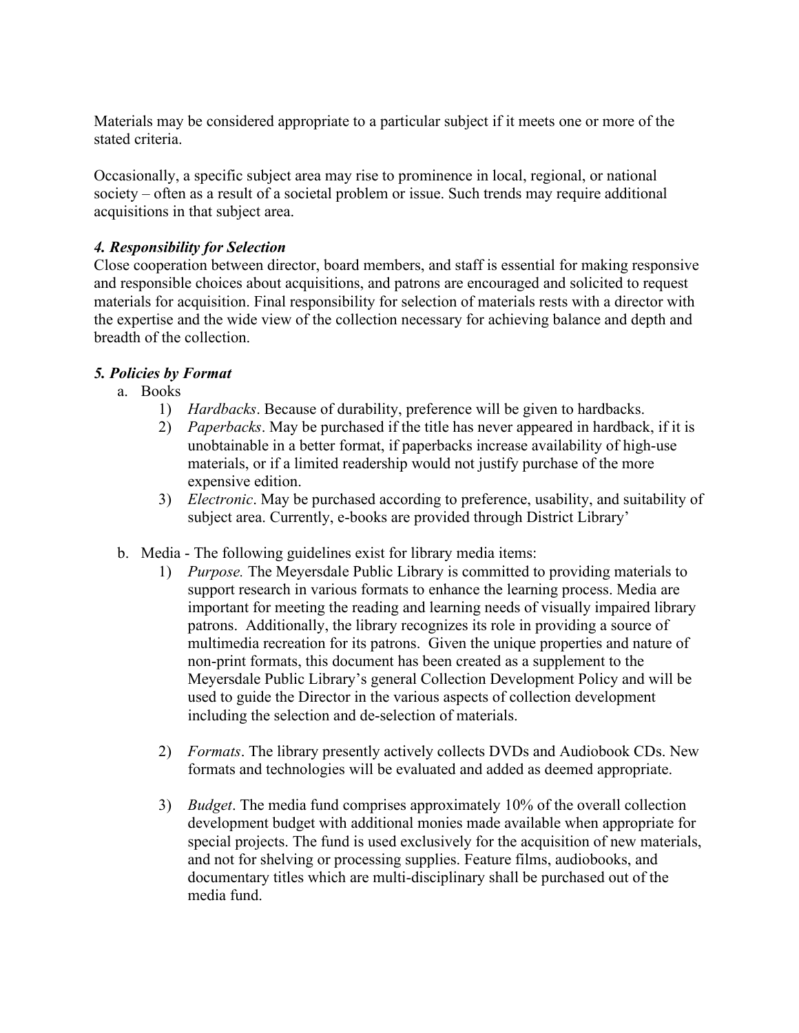Materials may be considered appropriate to a particular subject if it meets one or more of the stated criteria.

Occasionally, a specific subject area may rise to prominence in local, regional, or national society – often as a result of a societal problem or issue. Such trends may require additional acquisitions in that subject area.

### *4. Responsibility for Selection*

Close cooperation between director, board members, and staff is essential for making responsive and responsible choices about acquisitions, and patrons are encouraged and solicited to request materials for acquisition. Final responsibility for selection of materials rests with a director with the expertise and the wide view of the collection necessary for achieving balance and depth and breadth of the collection.

### *5. Policies by Format*

a. Books
   1) *Hardbacks*. Because of durability, preference will be given to hardbacks.
   2) *Paperbacks*. May be purchased if the title has never appeared in hardback, if it is unobtainable in a better format, if paperbacks increase availability of high-use materials, or if a limited readership would not justify purchase of the more expensive edition.
   3) *Electronic*. May be purchased according to preference, usability, and suitability of subject area. Currently, e-books are provided through District Library'

b. Media - The following guidelines exist for library media items:
   1) *Purpose.* The Meyersdale Public Library is committed to providing materials to support research in various formats to enhance the learning process. Media are important for meeting the reading and learning needs of visually impaired library patrons. Additionally, the library recognizes its role in providing a source of multimedia recreation for its patrons. Given the unique properties and nature of non-print formats, this document has been created as a supplement to the Meyersdale Public Library's general Collection Development Policy and will be used to guide the Director in the various aspects of collection development including the selection and de-selection of materials.

   2) *Formats*. The library presently actively collects DVDs and Audiobook CDs. New formats and technologies will be evaluated and added as deemed appropriate.

   3) *Budget*. The media fund comprises approximately 10% of the overall collection development budget with additional monies made available when appropriate for special projects. The fund is used exclusively for the acquisition of new materials, and not for shelving or processing supplies. Feature films, audiobooks, and documentary titles which are multi-disciplinary shall be purchased out of the media fund.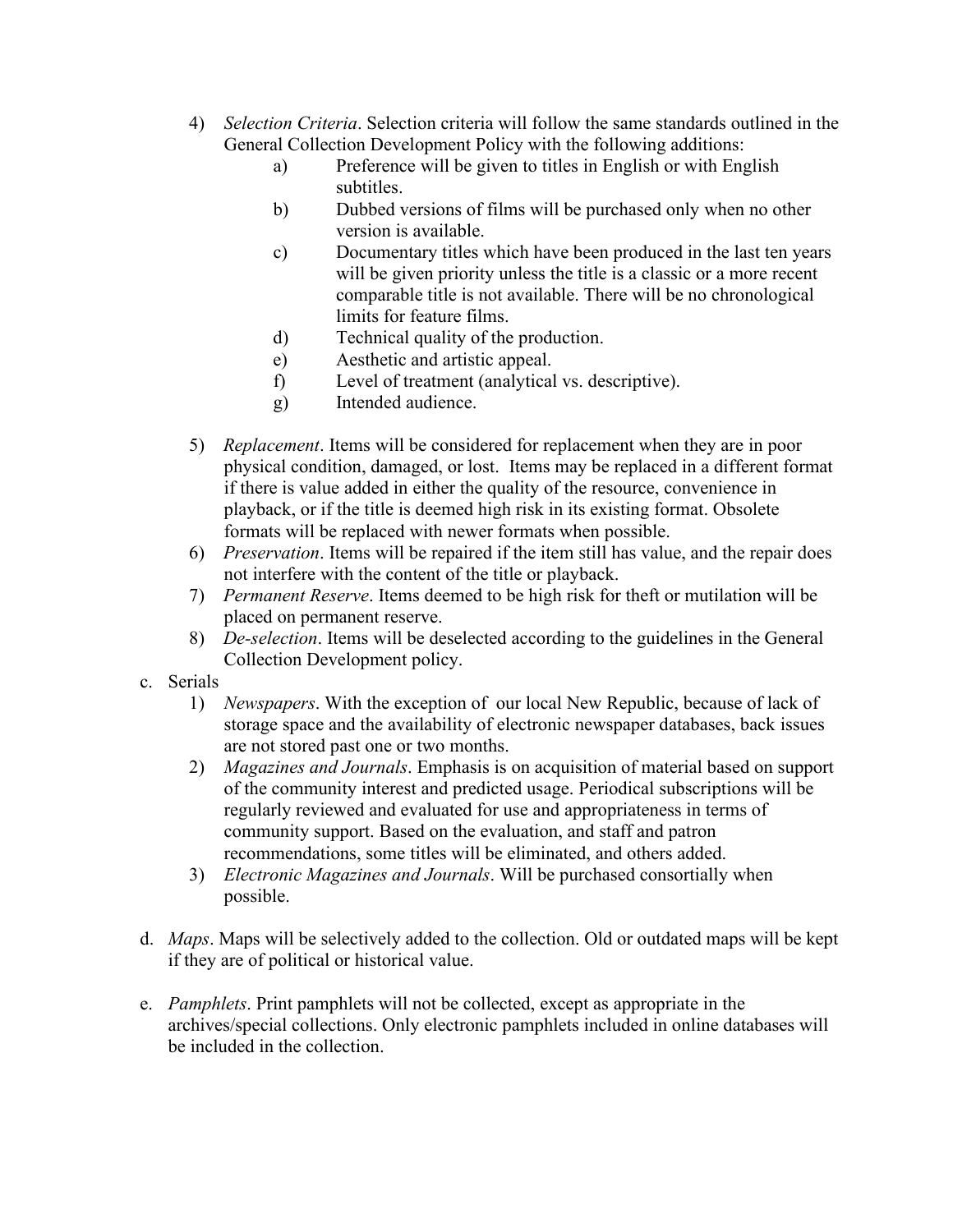4) *Selection Criteria*. Selection criteria will follow the same standards outlined in the General Collection Development Policy with the following additions:
    a) Preference will be given to titles in English or with English subtitles.
    b) Dubbed versions of films will be purchased only when no other version is available.
    c) Documentary titles which have been produced in the last ten years will be given priority unless the title is a classic or a more recent comparable title is not available. There will be no chronological limits for feature films.
    d) Technical quality of the production.
    e) Aesthetic and artistic appeal.
    f) Level of treatment (analytical vs. descriptive).
    g) Intended audience.

5) *Replacement*. Items will be considered for replacement when they are in poor physical condition, damaged, or lost. Items may be replaced in a different format if there is value added in either the quality of the resource, convenience in playback, or if the title is deemed high risk in its existing format. Obsolete formats will be replaced with newer formats when possible.
6) *Preservation*. Items will be repaired if the item still has value, and the repair does not interfere with the content of the title or playback.
7) *Permanent Reserve*. Items deemed to be high risk for theft or mutilation will be placed on permanent reserve.
8) *De-selection*. Items will be deselected according to the guidelines in the General Collection Development policy.

c. Serials
    1) *Newspapers*. With the exception of our local New Republic, because of lack of storage space and the availability of electronic newspaper databases, back issues are not stored past one or two months.
    2) *Magazines and Journals*. Emphasis is on acquisition of material based on support of the community interest and predicted usage. Periodical subscriptions will be regularly reviewed and evaluated for use and appropriateness in terms of community support. Based on the evaluation, and staff and patron recommendations, some titles will be eliminated, and others added.
    3) *Electronic Magazines and Journals*. Will be purchased consortially when possible.

d. *Maps*. Maps will be selectively added to the collection. Old or outdated maps will be kept if they are of political or historical value.

e. *Pamphlets*. Print pamphlets will not be collected, except as appropriate in the archives/special collections. Only electronic pamphlets included in online databases will be included in the collection.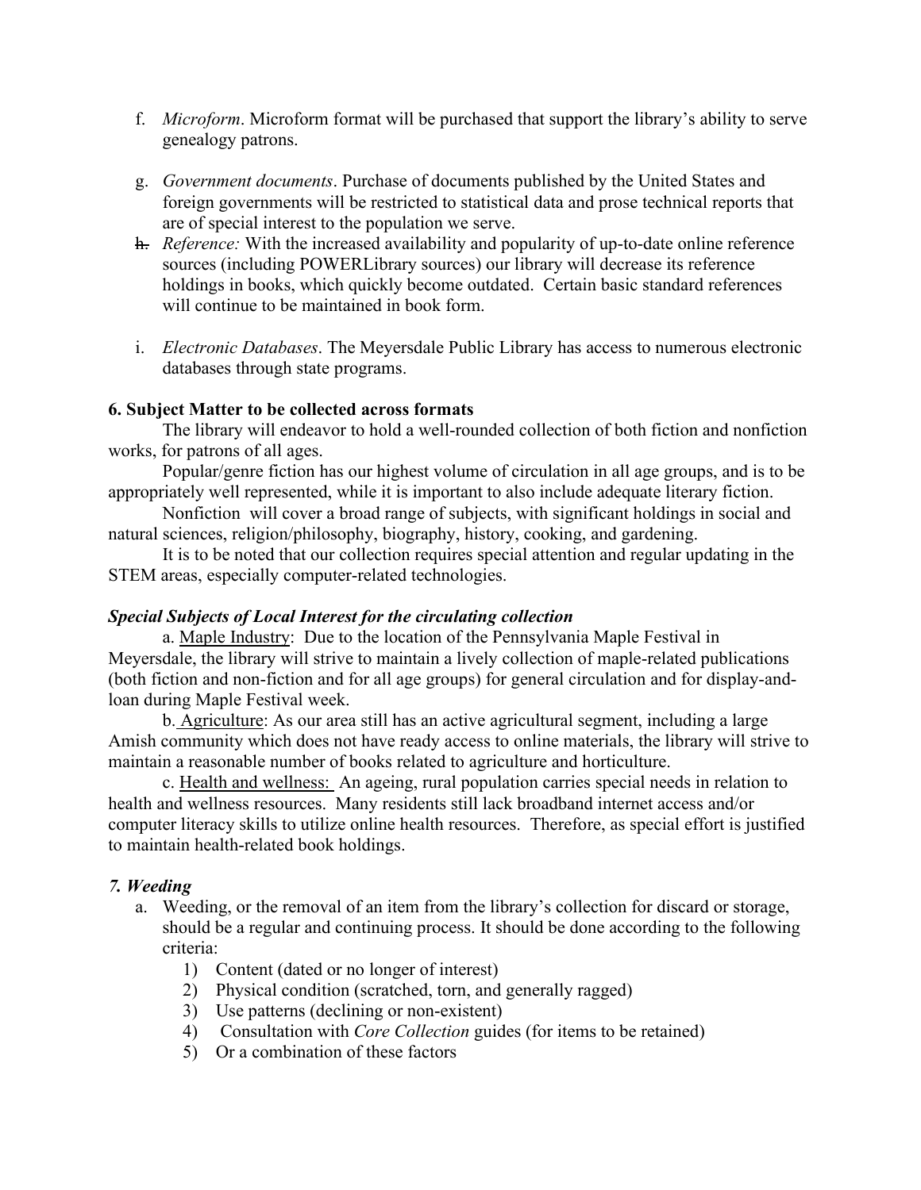f. *Microform*. Microform format will be purchased that support the library's ability to serve genealogy patrons.

g. *Government documents*. Purchase of documents published by the United States and foreign governments will be restricted to statistical data and prose technical reports that are of special interest to the population we serve.

~~h.~~ *Reference:* With the increased availability and popularity of up-to-date online reference sources (including POWERLibrary sources) our library will decrease its reference holdings in books, which quickly become outdated. Certain basic standard references will continue to be maintained in book form.

i. *Electronic Databases*. The Meyersdale Public Library has access to numerous electronic databases through state programs.

**6. Subject Matter to be collected across formats**

The library will endeavor to hold a well-rounded collection of both fiction and nonfiction works, for patrons of all ages.

Popular/genre fiction has our highest volume of circulation in all age groups, and is to be appropriately well represented, while it is important to also include adequate literary fiction.

Nonfiction will cover a broad range of subjects, with significant holdings in social and natural sciences, religion/philosophy, biography, history, cooking, and gardening.

It is to be noted that our collection requires special attention and regular updating in the STEM areas, especially computer-related technologies.

***Special Subjects of Local Interest for the circulating collection***

a. <u>Maple Industry</u>: Due to the location of the Pennsylvania Maple Festival in Meyersdale, the library will strive to maintain a lively collection of maple-related publications (both fiction and non-fiction and for all age groups) for general circulation and for display-and-loan during Maple Festival week.

b. <u>Agriculture</u>: As our area still has an active agricultural segment, including a large Amish community which does not have ready access to online materials, the library will strive to maintain a reasonable number of books related to agriculture and horticulture.

c. <u>Health and wellness:</u> An ageing, rural population carries special needs in relation to health and wellness resources. Many residents still lack broadband internet access and/or computer literacy skills to utilize online health resources. Therefore, as special effort is justified to maintain health-related book holdings.

***7. Weeding***

a. Weeding, or the removal of an item from the library's collection for discard or storage, should be a regular and continuing process. It should be done according to the following criteria:
   1) Content (dated or no longer of interest)
   2) Physical condition (scratched, torn, and generally ragged)
   3) Use patterns (declining or non-existent)
   4) Consultation with *Core Collection* guides (for items to be retained)
   5) Or a combination of these factors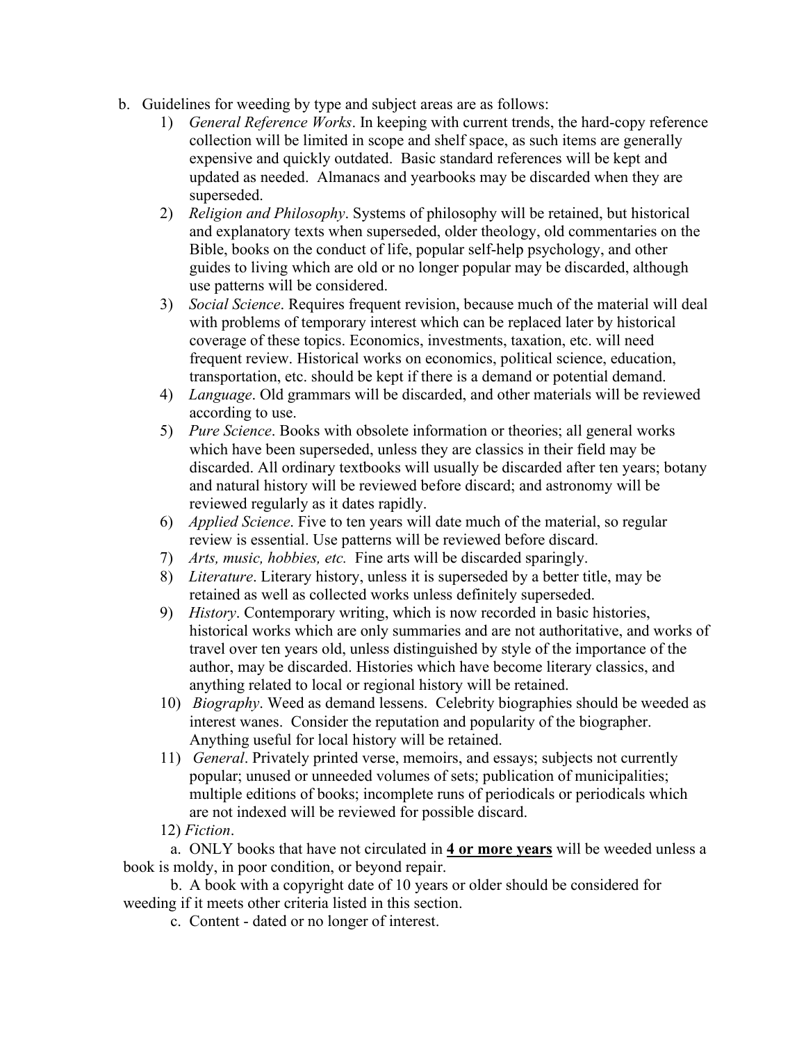b. Guidelines for weeding by type and subject areas are as follows:

1) *General Reference Works*. In keeping with current trends, the hard-copy reference collection will be limited in scope and shelf space, as such items are generally expensive and quickly outdated. Basic standard references will be kept and updated as needed. Almanacs and yearbooks may be discarded when they are superseded.
2) *Religion and Philosophy*. Systems of philosophy will be retained, but historical and explanatory texts when superseded, older theology, old commentaries on the Bible, books on the conduct of life, popular self-help psychology, and other guides to living which are old or no longer popular may be discarded, although use patterns will be considered.
3) *Social Science*. Requires frequent revision, because much of the material will deal with problems of temporary interest which can be replaced later by historical coverage of these topics. Economics, investments, taxation, etc. will need frequent review. Historical works on economics, political science, education, transportation, etc. should be kept if there is a demand or potential demand.
4) *Language*. Old grammars will be discarded, and other materials will be reviewed according to use.
5) *Pure Science*. Books with obsolete information or theories; all general works which have been superseded, unless they are classics in their field may be discarded. All ordinary textbooks will usually be discarded after ten years; botany and natural history will be reviewed before discard; and astronomy will be reviewed regularly as it dates rapidly.
6) *Applied Science*. Five to ten years will date much of the material, so regular review is essential. Use patterns will be reviewed before discard.
7) *Arts, music, hobbies, etc.* Fine arts will be discarded sparingly.
8) *Literature*. Literary history, unless it is superseded by a better title, may be retained as well as collected works unless definitely superseded.
9) *History*. Contemporary writing, which is now recorded in basic histories, historical works which are only summaries and are not authoritative, and works of travel over ten years old, unless distinguished by style of the importance of the author, may be discarded. Histories which have become literary classics, and anything related to local or regional history will be retained.
10) *Biography*. Weed as demand lessens. Celebrity biographies should be weeded as interest wanes. Consider the reputation and popularity of the biographer. Anything useful for local history will be retained.
11) *General*. Privately printed verse, memoirs, and essays; subjects not currently popular; unused or unneeded volumes of sets; publication of municipalities; multiple editions of books; incomplete runs of periodicals or periodicals which are not indexed will be reviewed for possible discard.
12) *Fiction*.

    a. ONLY books that have not circulated in <u>**4 or more years**</u> will be weeded unless a book is moldy, in poor condition, or beyond repair.

    b. A book with a copyright date of 10 years or older should be considered for weeding if it meets other criteria listed in this section.

    c. Content - dated or no longer of interest.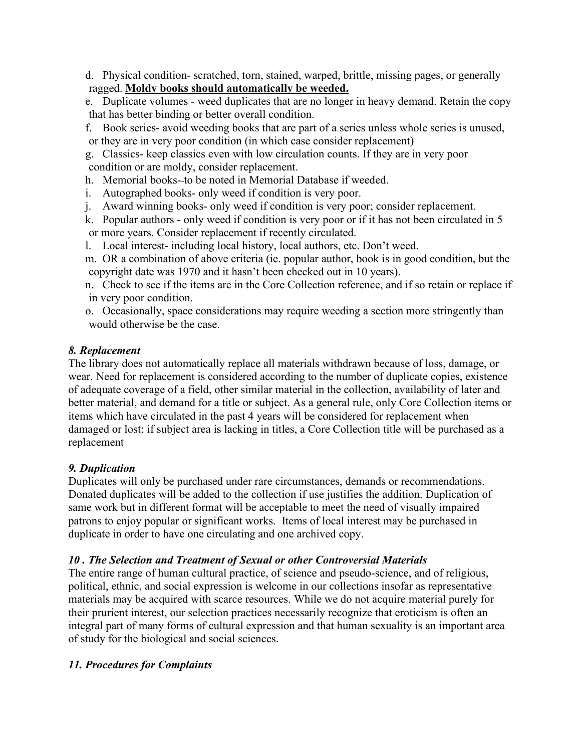d. Physical condition- scratched, torn, stained, warped, brittle, missing pages, or generally ragged. **Moldy books should automatically be weeded.**

e. Duplicate volumes - weed duplicates that are no longer in heavy demand. Retain the copy that has better binding or better overall condition.

f. Book series- avoid weeding books that are part of a series unless whole series is unused, or they are in very poor condition (in which case consider replacement)

g. Classics- keep classics even with low circulation counts. If they are in very poor condition or are moldy, consider replacement.

h. Memorial books--to be noted in Memorial Database if weeded.

i. Autographed books- only weed if condition is very poor.

j. Award winning books- only weed if condition is very poor; consider replacement.

k. Popular authors - only weed if condition is very poor or if it has not been circulated in 5 or more years. Consider replacement if recently circulated.

l. Local interest- including local history, local authors, etc. Don't weed.

m. OR a combination of above criteria (ie. popular author, book is in good condition, but the copyright date was 1970 and it hasn't been checked out in 10 years).

n. Check to see if the items are in the Core Collection reference, and if so retain or replace if in very poor condition.

o. Occasionally, space considerations may require weeding a section more stringently than would otherwise be the case.

### *8. Replacement*

The library does not automatically replace all materials withdrawn because of loss, damage, or wear. Need for replacement is considered according to the number of duplicate copies, existence of adequate coverage of a field, other similar material in the collection, availability of later and better material, and demand for a title or subject. As a general rule, only Core Collection items or items which have circulated in the past 4 years will be considered for replacement when damaged or lost; if subject area is lacking in titles, a Core Collection title will be purchased as a replacement

### *9. Duplication*

Duplicates will only be purchased under rare circumstances, demands or recommendations. Donated duplicates will be added to the collection if use justifies the addition. Duplication of same work but in different format will be acceptable to meet the need of visually impaired patrons to enjoy popular or significant works. Items of local interest may be purchased in duplicate in order to have one circulating and one archived copy.

### *10 . The Selection and Treatment of Sexual or other Controversial Materials*

The entire range of human cultural practice, of science and pseudo-science, and of religious, political, ethnic, and social expression is welcome in our collections insofar as representative materials may be acquired with scarce resources. While we do not acquire material purely for their prurient interest, our selection practices necessarily recognize that eroticism is often an integral part of many forms of cultural expression and that human sexuality is an important area of study for the biological and social sciences.

### *11. Procedures for Complaints*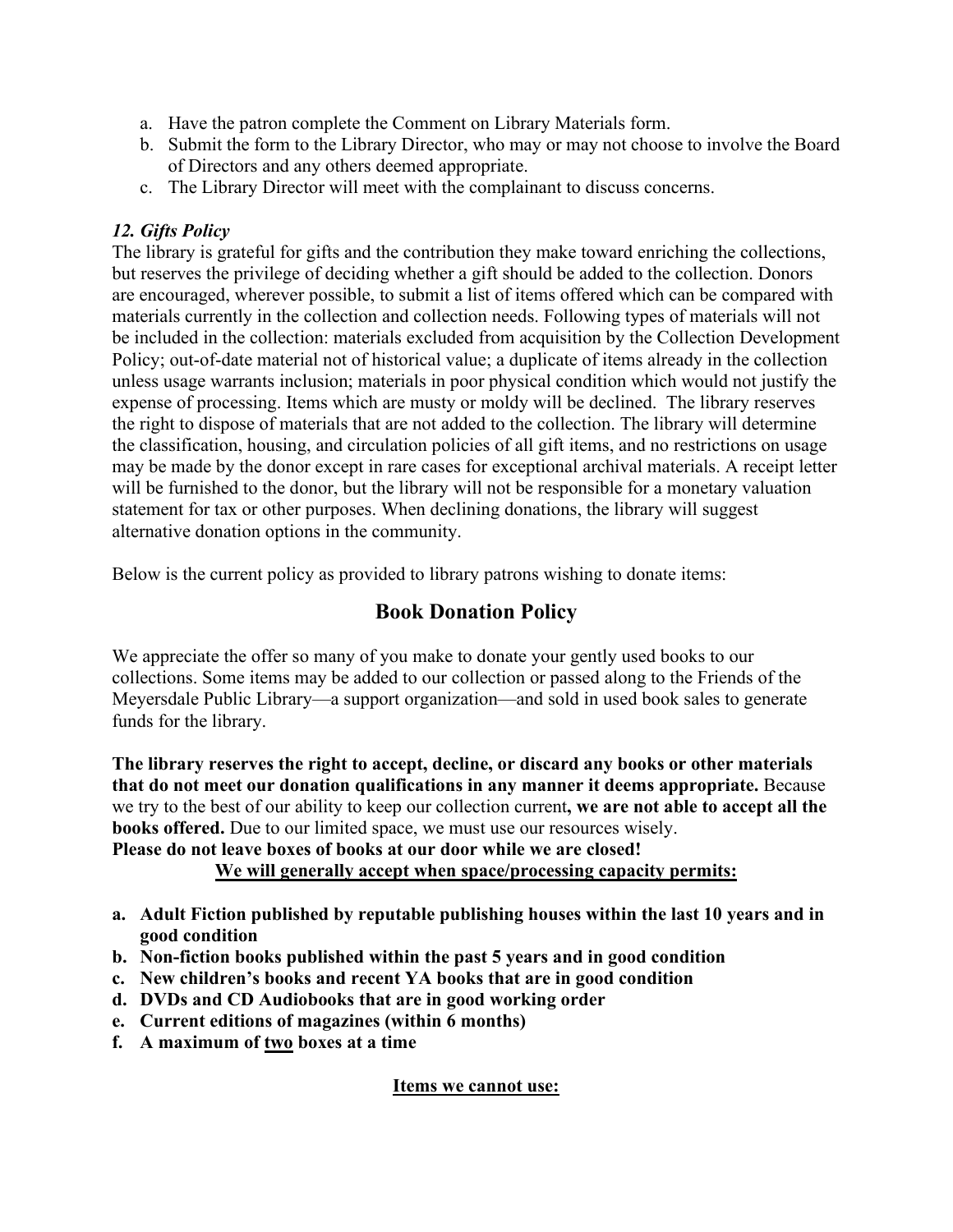a. Have the patron complete the Comment on Library Materials form.
b. Submit the form to the Library Director, who may or may not choose to involve the Board of Directors and any others deemed appropriate.
c. The Library Director will meet with the complainant to discuss concerns.

***12. Gifts Policy***

The library is grateful for gifts and the contribution they make toward enriching the collections, but reserves the privilege of deciding whether a gift should be added to the collection. Donors are encouraged, wherever possible, to submit a list of items offered which can be compared with materials currently in the collection and collection needs. Following types of materials will not be included in the collection: materials excluded from acquisition by the Collection Development Policy; out-of-date material not of historical value; a duplicate of items already in the collection unless usage warrants inclusion; materials in poor physical condition which would not justify the expense of processing. Items which are musty or moldy will be declined. The library reserves the right to dispose of materials that are not added to the collection. The library will determine the classification, housing, and circulation policies of all gift items, and no restrictions on usage may be made by the donor except in rare cases for exceptional archival materials. A receipt letter will be furnished to the donor, but the library will not be responsible for a monetary valuation statement for tax or other purposes. When declining donations, the library will suggest alternative donation options in the community.

Below is the current policy as provided to library patrons wishing to donate items:

## Book Donation Policy

We appreciate the offer so many of you make to donate your gently used books to our collections. Some items may be added to our collection or passed along to the Friends of the Meyersdale Public Library—a support organization—and sold in used book sales to generate funds for the library.

**The library reserves the right to accept, decline, or discard any books or other materials that do not meet our donation qualifications in any manner it deems appropriate.** Because we try to the best of our ability to keep our collection current**, we are not able to accept all the books offered.** Due to our limited space, we must use our resources wisely.
**Please do not leave boxes of books at our door while we are closed!**

**<u>We will generally accept when space/processing capacity permits:</u>**

**a. Adult Fiction published by reputable publishing houses within the last 10 years and in good condition**
**b. Non-fiction books published within the past 5 years and in good condition**
**c. New children's books and recent YA books that are in good condition**
**d. DVDs and CD Audiobooks that are in good working order**
**e. Current editions of magazines (within 6 months)**
**f. A maximum of <u>two</u> boxes at a time**

**<u>Items we cannot use:</u>**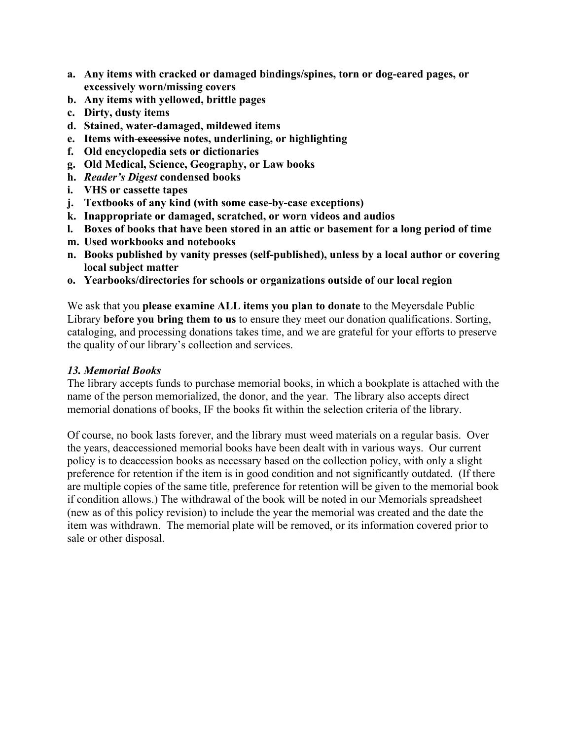a. **Any items with cracked or damaged bindings/spines, torn or dog-eared pages, or excessively worn/missing covers**
b. **Any items with yellowed, brittle pages**
c. **Dirty, dusty items**
d. **Stained, water-damaged, mildewed items**
e. **Items with ~~excessive~~ notes, underlining, or highlighting**
f. **Old encyclopedia sets or dictionaries**
g. **Old Medical, Science, Geography, or Law books**
h. ***Reader's Digest* condensed books**
i. **VHS or cassette tapes**
j. **Textbooks of any kind (with some case-by-case exceptions)**
k. **Inappropriate or damaged, scratched, or worn videos and audios**
l. **Boxes of books that have been stored in an attic or basement for a long period of time**
m. **Used workbooks and notebooks**
n. **Books published by vanity presses (self-published), unless by a local author or covering local subject matter**
o. **Yearbooks/directories for schools or organizations outside of our local region**

We ask that you **please examine ALL items you plan to donate** to the Meyersdale Public Library **before you bring them to us** to ensure they meet our donation qualifications. Sorting, cataloging, and processing donations takes time, and we are grateful for your efforts to preserve the quality of our library's collection and services.

### *13. Memorial Books*

The library accepts funds to purchase memorial books, in which a bookplate is attached with the name of the person memorialized, the donor, and the year. The library also accepts direct memorial donations of books, IF the books fit within the selection criteria of the library.

Of course, no book lasts forever, and the library must weed materials on a regular basis. Over the years, deaccessioned memorial books have been dealt with in various ways. Our current policy is to deaccession books as necessary based on the collection policy, with only a slight preference for retention if the item is in good condition and not significantly outdated. (If there are multiple copies of the same title, preference for retention will be given to the memorial book if condition allows.) The withdrawal of the book will be noted in our Memorials spreadsheet (new as of this policy revision) to include the year the memorial was created and the date the item was withdrawn. The memorial plate will be removed, or its information covered prior to sale or other disposal.